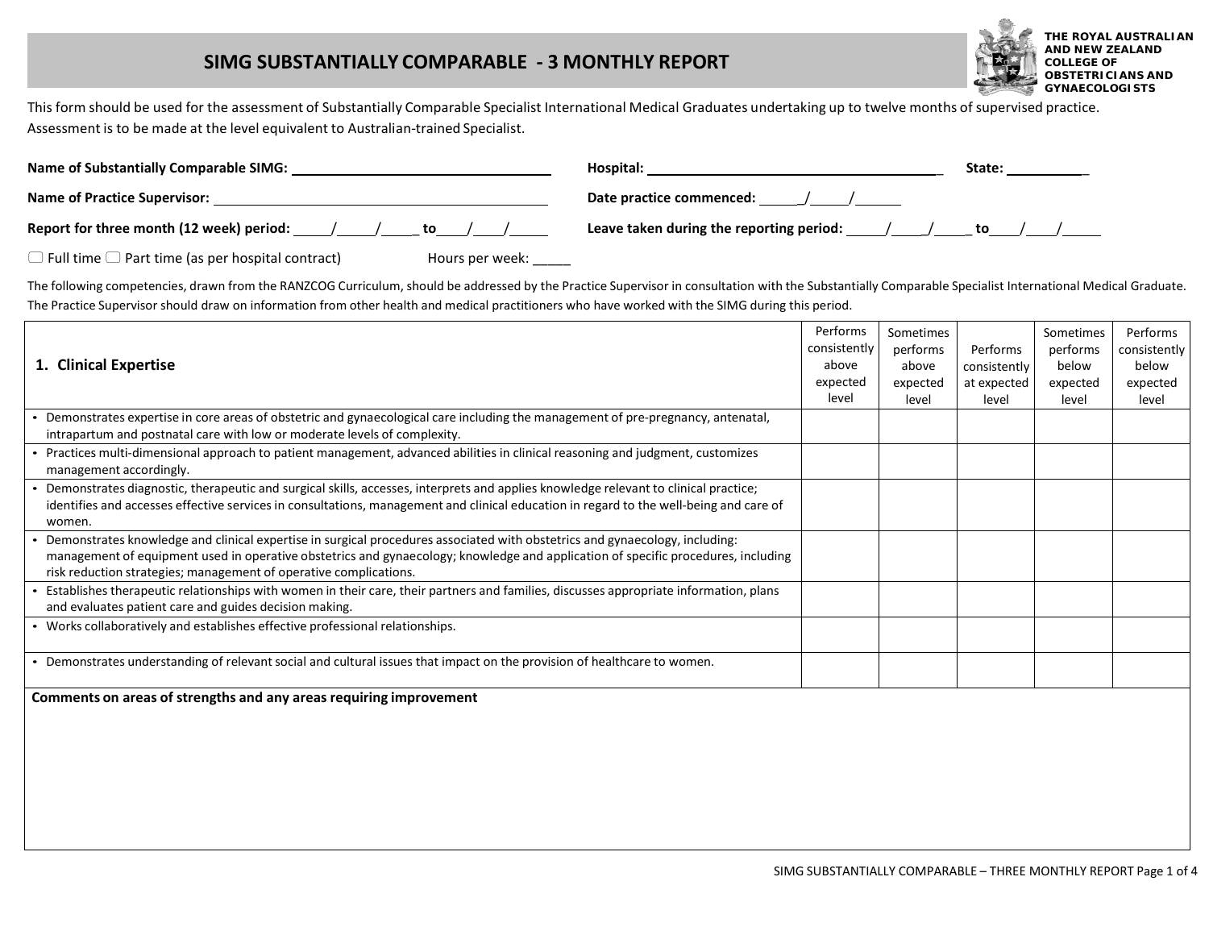# SIMG SUBSTANTIALLY COMPARABLE - 3 MONTHLY REPORT

THE ROYAL AUSTRALIAN AND NEW ZEALAND COLLEGE OF OBSTETRICIANS AND GYNAECOLOGISTS

This form should be used for the assessment of Substantially Comparable Specialist International Medical Graduates undertaking up to twelve months of supervised practice. Assessment is to be made at the level equivalent to Australian-trained Specialist.

**Name of Substantially Comparable SIMG:** ____________________ **Hospital:** ____________________ **State:** __________

**Name of Practice Supervisor:** ____________________ **Date practice commenced:** _____/_____/______

**Report for three month (12 week) period:** _____/_____/_____ **to**____/____/_____ **Leave taken during the reporting period:** _____/____/_____ **to**____/____/_____

☐ Full time ☐ Part time (as per hospital contract) Hours per week: _____

The following competencies, drawn from the RANZCOG Curriculum, should be addressed by the Practice Supervisor in consultation with the Substantially Comparable Specialist International Medical Graduate. The Practice Supervisor should draw on information from other health and medical practitioners who have worked with the SIMG during this period.

| **1. Clinical Expertise** | Performs consistently above expected level | Sometimes performs above expected level | Performs consistently at expected level | Sometimes performs below expected level | Performs consistently below expected level |
|---|---|---|---|---|---|
| • Demonstrates expertise in core areas of obstetric and gynaecological care including the management of pre-pregnancy, antenatal, intrapartum and postnatal care with low or moderate levels of complexity. | | | | | |
| • Practices multi-dimensional approach to patient management, advanced abilities in clinical reasoning and judgment, customizes management accordingly. | | | | | |
| • Demonstrates diagnostic, therapeutic and surgical skills, accesses, interprets and applies knowledge relevant to clinical practice; identifies and accesses effective services in consultations, management and clinical education in regard to the well-being and care of women. | | | | | |
| • Demonstrates knowledge and clinical expertise in surgical procedures associated with obstetrics and gynaecology, including: management of equipment used in operative obstetrics and gynaecology; knowledge and application of specific procedures, including risk reduction strategies; management of operative complications. | | | | | |
| • Establishes therapeutic relationships with women in their care, their partners and families, discusses appropriate information, plans and evaluates patient care and guides decision making. | | | | | |
| • Works collaboratively and establishes effective professional relationships. | | | | | |
| • Demonstrates understanding of relevant social and cultural issues that impact on the provision of healthcare to women. | | | | | |

**Comments on areas of strengths and any areas requiring improvement**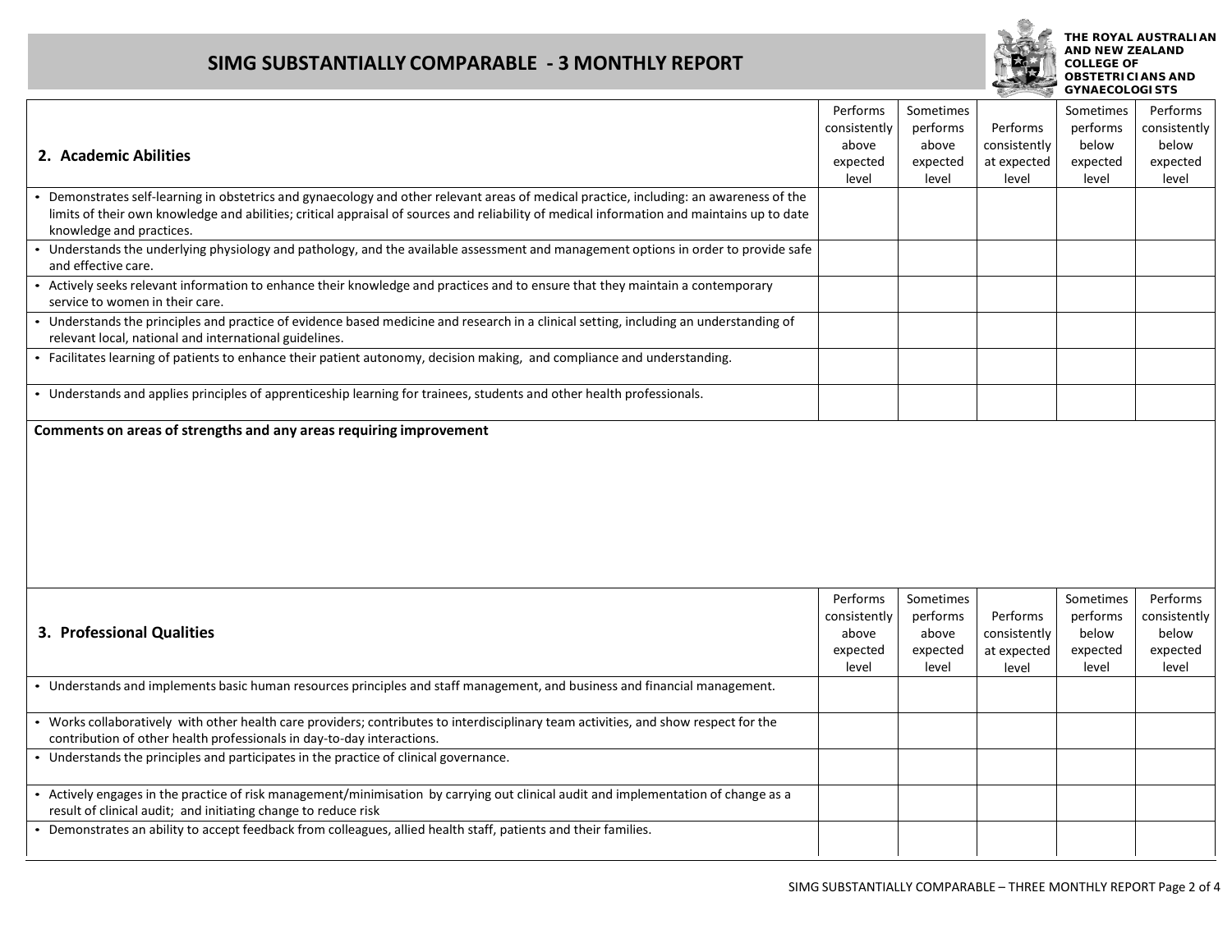# SIMG SUBSTANTIALLY COMPARABLE - 3 MONTHLY REPORT

THE ROYAL AUSTRALIAN AND NEW ZEALAND COLLEGE OF OBSTETRICIANS AND GYNAECOLOGISTS

| 2. Academic Abilities | Performs consistently above expected level | Sometimes performs above expected level | Performs consistently at expected level | Sometimes performs below expected level | Performs consistently below expected level |
|---|---|---|---|---|---|
| • Demonstrates self-learning in obstetrics and gynaecology and other relevant areas of medical practice, including: an awareness of the limits of their own knowledge and abilities; critical appraisal of sources and reliability of medical information and maintains up to date knowledge and practices. | | | | | |
| • Understands the underlying physiology and pathology, and the available assessment and management options in order to provide safe and effective care. | | | | | |
| • Actively seeks relevant information to enhance their knowledge and practices and to ensure that they maintain a contemporary service to women in their care. | | | | | |
| • Understands the principles and practice of evidence based medicine and research in a clinical setting, including an understanding of relevant local, national and international guidelines. | | | | | |
| • Facilitates learning of patients to enhance their patient autonomy, decision making, and compliance and understanding. | | | | | |
| • Understands and applies principles of apprenticeship learning for trainees, students and other health professionals. | | | | | |

**Comments on areas of strengths and any areas requiring improvement**

| 3. Professional Qualities | Performs consistently above expected level | Sometimes performs above expected level | Performs consistently at expected level | Sometimes performs below expected level | Performs consistently below expected level |
|---|---|---|---|---|---|
| • Understands and implements basic human resources principles and staff management, and business and financial management. | | | | | |
| • Works collaboratively with other health care providers; contributes to interdisciplinary team activities, and show respect for the contribution of other health professionals in day-to-day interactions. | | | | | |
| • Understands the principles and participates in the practice of clinical governance. | | | | | |
| • Actively engages in the practice of risk management/minimisation by carrying out clinical audit and implementation of change as a result of clinical audit; and initiating change to reduce risk | | | | | |
| • Demonstrates an ability to accept feedback from colleagues, allied health staff, patients and their families. | | | | | |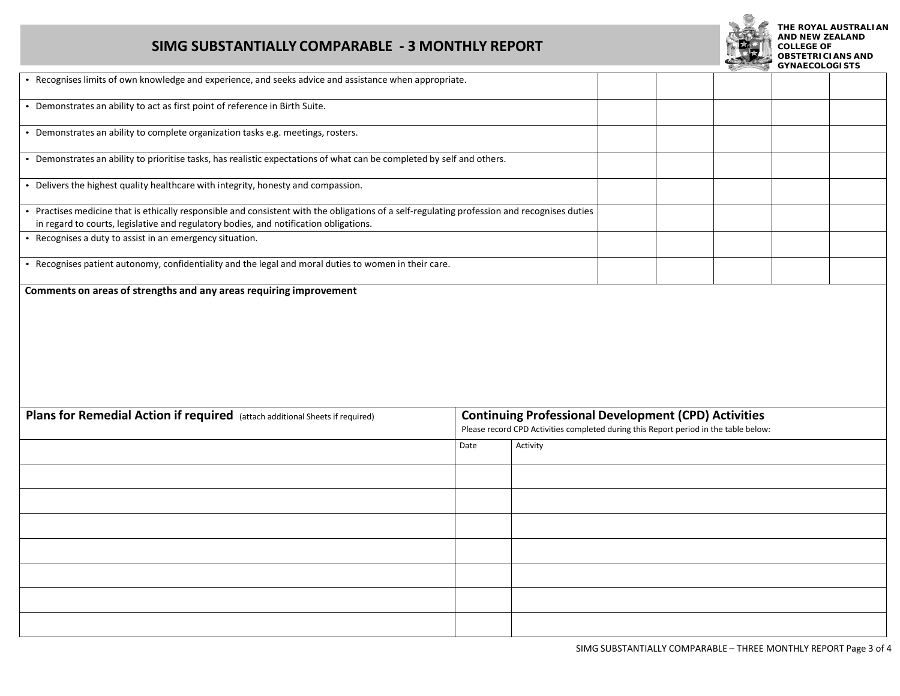# SIMG SUBSTANTIALLY COMPARABLE - 3 MONTHLY REPORT

THE ROYAL AUSTRALIAN AND NEW ZEALAND COLLEGE OF OBSTETRICIANS AND GYNAECOLOGISTS

| | | | | | |
|---|---|---|---|---|---|
| • Recognises limits of own knowledge and experience, and seeks advice and assistance when appropriate. | | | | | |
| • Demonstrates an ability to act as first point of reference in Birth Suite. | | | | | |
| • Demonstrates an ability to complete organization tasks e.g. meetings, rosters. | | | | | |
| • Demonstrates an ability to prioritise tasks, has realistic expectations of what can be completed by self and others. | | | | | |
| • Delivers the highest quality healthcare with integrity, honesty and compassion. | | | | | |
| • Practises medicine that is ethically responsible and consistent with the obligations of a self-regulating profession and recognises duties in regard to courts, legislative and regulatory bodies, and notification obligations. | | | | | |
| • Recognises a duty to assist in an emergency situation. | | | | | |
| • Recognises patient autonomy, confidentiality and the legal and moral duties to women in their care. | | | | | |

**Comments on areas of strengths and any areas requiring improvement**

| **Plans for Remedial Action if required** (attach additional Sheets if required) | **Continuing Professional Development (CPD) Activities** Please record CPD Activities completed during this Report period in the table below: | |
|---|---|---|
| | Date | Activity |
| | | |
| | | |
| | | |
| | | |
| | | |
| | | |
| | | |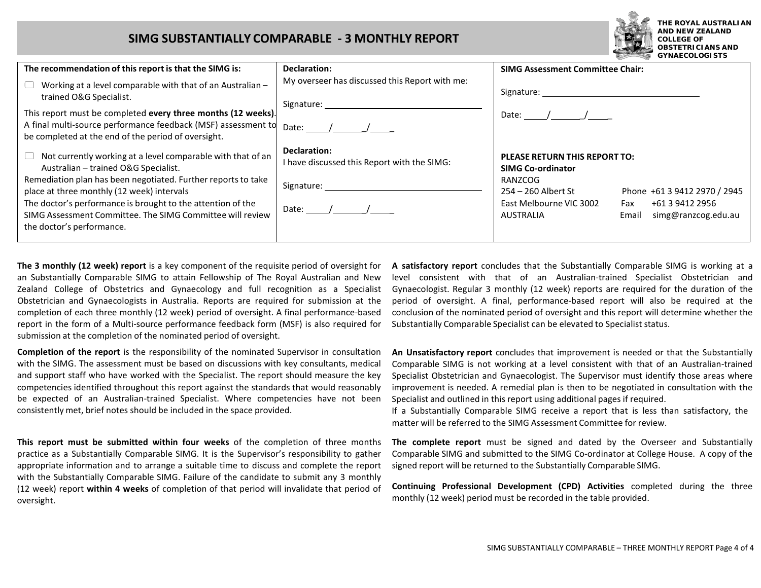# SIMG SUBSTANTIALLY COMPARABLE - 3 MONTHLY REPORT

THE ROYAL AUSTRALIAN AND NEW ZEALAND COLLEGE OF OBSTETRICIANS AND GYNAECOLOGISTS

| | | |
|---|---|---|
| **The recommendation of this report is that the SIMG is:**<br><br>☐ Working at a level comparable with that of an Australian – trained O&G Specialist.<br><br>This report must be completed **every three months (12 weeks)**. A final multi-source performance feedback (MSF) assessment to be completed at the end of the period of oversight. | **Declaration:**<br>My overseer has discussed this Report with me:<br><br>Signature: ______________________<br><br>Date: ____/______/____ | **SIMG Assessment Committee Chair:**<br><br>Signature: ______________________<br><br>Date: ____/______/____ |
| ☐ Not currently working at a level comparable with that of an Australian – trained O&G Specialist.<br><br>Remediation plan has been negotiated. Further reports to take place at three monthly (12 week) intervals<br><br>The doctor's performance is brought to the attention of the SIMG Assessment Committee. The SIMG Committee will review the doctor's performance. | **Declaration:**<br>I have discussed this Report with the SIMG:<br><br>Signature: ______________________<br><br>Date: ____/______/____ | **PLEASE RETURN THIS REPORT TO:**<br>**SIMG Co-ordinator**<br>RANZCOG<br>254 – 260 Albert St<br>East Melbourne VIC 3002<br>AUSTRALIA<br>Phone +61 3 9412 2970 / 2945<br>Fax +61 3 9412 2956<br>Email simg@ranzcog.edu.au |

**The 3 monthly (12 week) report** is a key component of the requisite period of oversight for an Substantially Comparable SIMG to attain Fellowship of The Royal Australian and New Zealand College of Obstetrics and Gynaecology and full recognition as a Specialist Obstetrician and Gynaecologists in Australia. Reports are required for submission at the completion of each three monthly (12 week) period of oversight. A final performance-based report in the form of a Multi-source performance feedback form (MSF) is also required for submission at the completion of the nominated period of oversight.

**Completion of the report** is the responsibility of the nominated Supervisor in consultation with the SIMG. The assessment must be based on discussions with key consultants, medical and support staff who have worked with the Specialist. The report should measure the key competencies identified throughout this report against the standards that would reasonably be expected of an Australian-trained Specialist. Where competencies have not been consistently met, brief notes should be included in the space provided.

**This report must be submitted within four weeks** of the completion of three months practice as a Substantially Comparable SIMG. It is the Supervisor's responsibility to gather appropriate information and to arrange a suitable time to discuss and complete the report with the Substantially Comparable SIMG. Failure of the candidate to submit any 3 monthly (12 week) report **within 4 weeks** of completion of that period will invalidate that period of oversight.

**A satisfactory report** concludes that the Substantially Comparable SIMG is working at a level consistent with that of an Australian-trained Specialist Obstetrician and Gynaecologist. Regular 3 monthly (12 week) reports are required for the duration of the period of oversight. A final, performance-based report will also be required at the conclusion of the nominated period of oversight and this report will determine whether the Substantially Comparable Specialist can be elevated to Specialist status.

**An Unsatisfactory report** concludes that improvement is needed or that the Substantially Comparable SIMG is not working at a level consistent with that of an Australian-trained Specialist Obstetrician and Gynaecologist. The Supervisor must identify those areas where improvement is needed. A remedial plan is then to be negotiated in consultation with the Specialist and outlined in this report using additional pages if required.

If a Substantially Comparable SIMG receive a report that is less than satisfactory, the matter will be referred to the SIMG Assessment Committee for review.

**The complete report** must be signed and dated by the Overseer and Substantially Comparable SIMG and submitted to the SIMG Co-ordinator at College House. A copy of the signed report will be returned to the Substantially Comparable SIMG.

**Continuing Professional Development (CPD) Activities** completed during the three monthly (12 week) period must be recorded in the table provided.